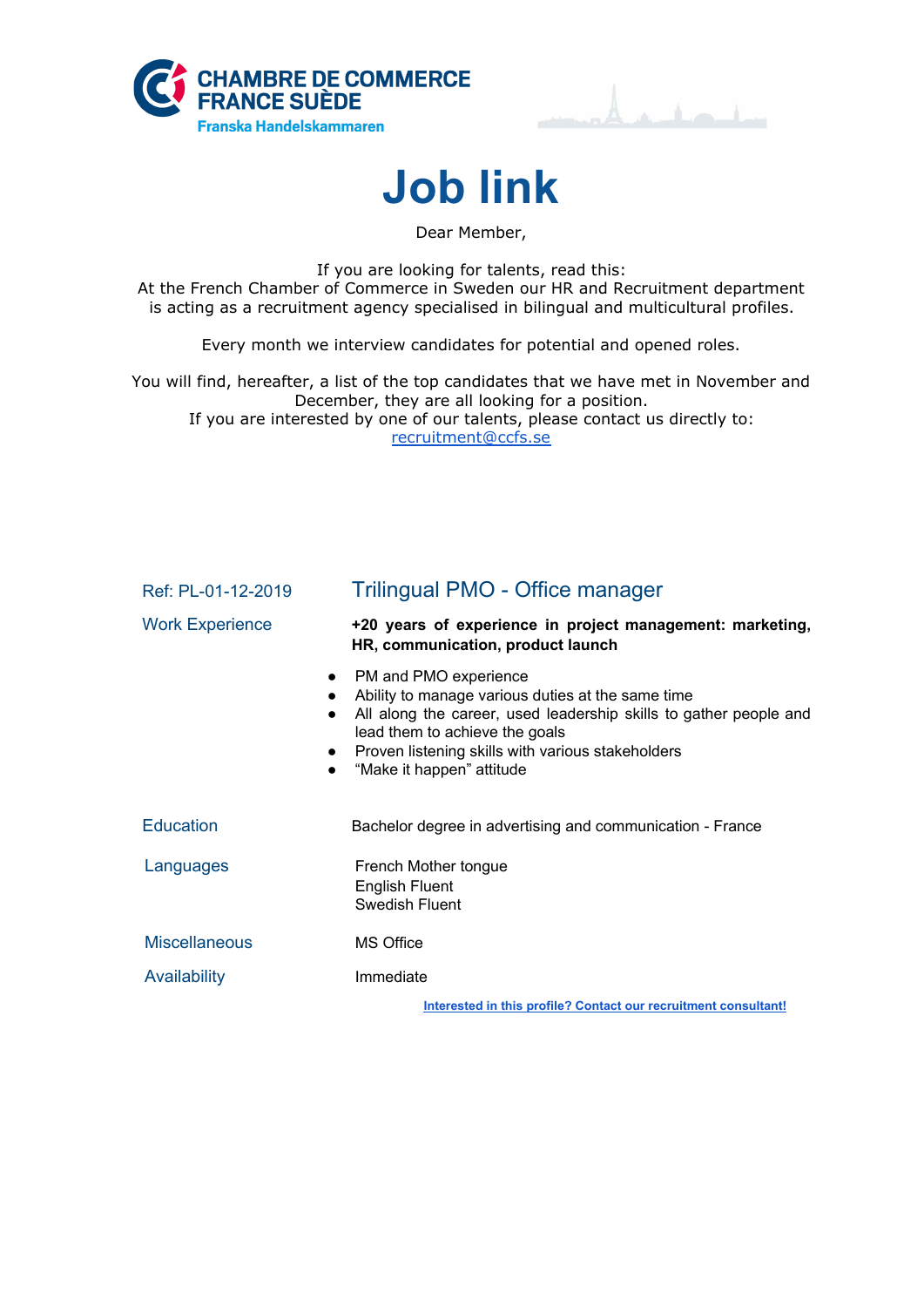CHAMBRE DE COMMERCE
FRANCE SUÈDE
Franska Handelskammaren

# Job link

Dear Member,

If you are looking for talents, read this:
At the French Chamber of Commerce in Sweden our HR and Recruitment department is acting as a recruitment agency specialised in bilingual and multicultural profiles.

Every month we interview candidates for potential and opened roles.

You will find, hereafter, a list of the top candidates that we have met in November and December, they are all looking for a position.
If you are interested by one of our talents, please contact us directly to:
recruitment@ccfs.se

Ref: PL-01-12-2019

## Trilingual PMO - Office manager

**Work Experience**

**+20 years of experience in project management: marketing, HR, communication, product launch**

- PM and PMO experience
- Ability to manage various duties at the same time
- All along the career, used leadership skills to gather people and lead them to achieve the goals
- Proven listening skills with various stakeholders
- “Make it happen” attitude

**Education**

Bachelor degree in advertising and communication - France

**Languages**

French Mother tongue
English Fluent
Swedish Fluent

**Miscellaneous**

MS Office

**Availability**

Immediate

**Interested in this profile? Contact our recruitment consultant!**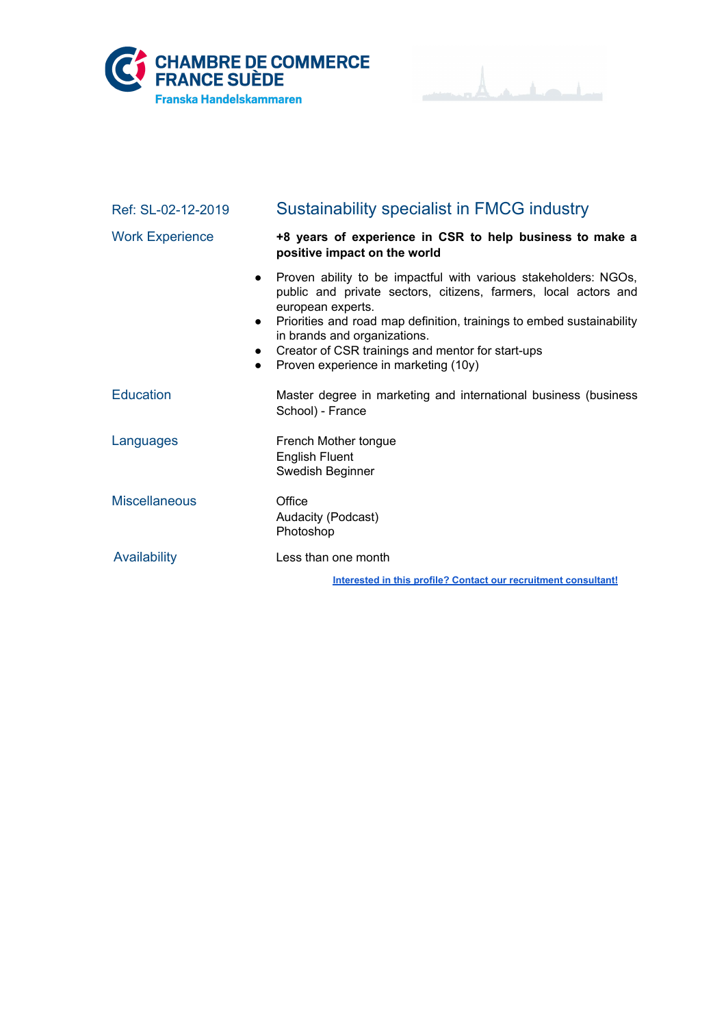CHAMBRE DE COMMERCE FRANCE SUÈDE
Franska Handelskammaren

Ref: SL-02-12-2019

## Sustainability specialist in FMCG industry

| | |
|---|---|
| Work Experience | **+8 years of experience in CSR to help business to make a positive impact on the world** |

- Proven ability to be impactful with various stakeholders: NGOs, public and private sectors, citizens, farmers, local actors and european experts.
- Priorities and road map definition, trainings to embed sustainability in brands and organizations.
- Creator of CSR trainings and mentor for start-ups
- Proven experience in marketing (10y)

| | |
|---|---|
| Education | Master degree in marketing and international business (business School) - France |
| Languages | French Mother tongue<br>English Fluent<br>Swedish Beginner |
| Miscellaneous | Office<br>Audacity (Podcast)<br>Photoshop |
| Availability | Less than one month |

**Interested in this profile? Contact our recruitment consultant!**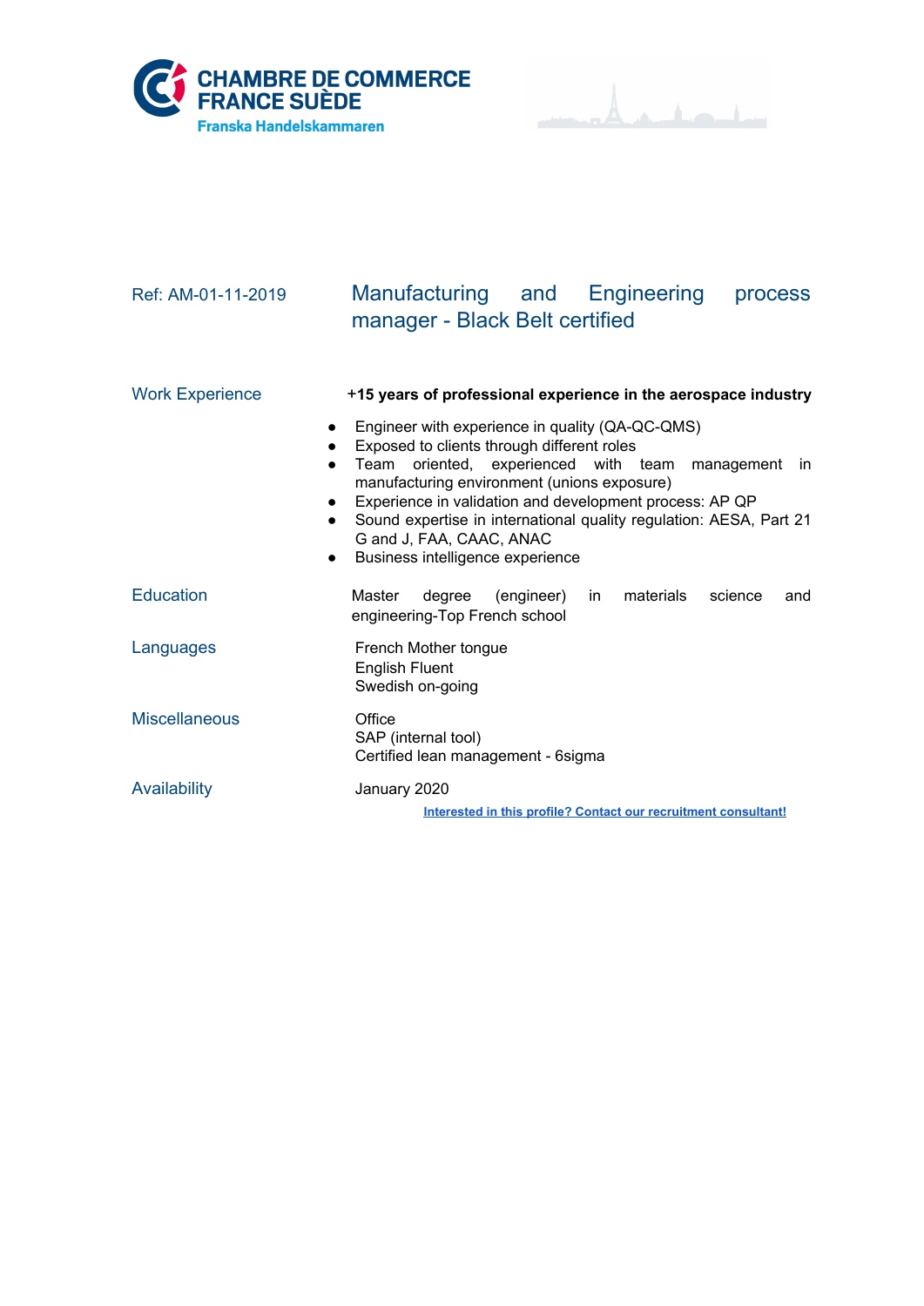CHAMBRE DE COMMERCE FRANCE SUÈDE
Franska Handelskammaren

Ref: AM-01-11-2019

## Manufacturing and Engineering process manager - Black Belt certified

**Work Experience**

**+15 years of professional experience in the aerospace industry**

- Engineer with experience in quality (QA-QC-QMS)
- Exposed to clients through different roles
- Team oriented, experienced with team management in manufacturing environment (unions exposure)
- Experience in validation and development process: AP QP
- Sound expertise in international quality regulation: AESA, Part 21 G and J, FAA, CAAC, ANAC
- Business intelligence experience

**Education**

Master degree (engineer) in materials science and engineering-Top French school

**Languages**

French Mother tongue
English Fluent
Swedish on-going

**Miscellaneous**

Office
SAP (internal tool)
Certified lean management - 6sigma

**Availability**

January 2020

**Interested in this profile? Contact our recruitment consultant!**